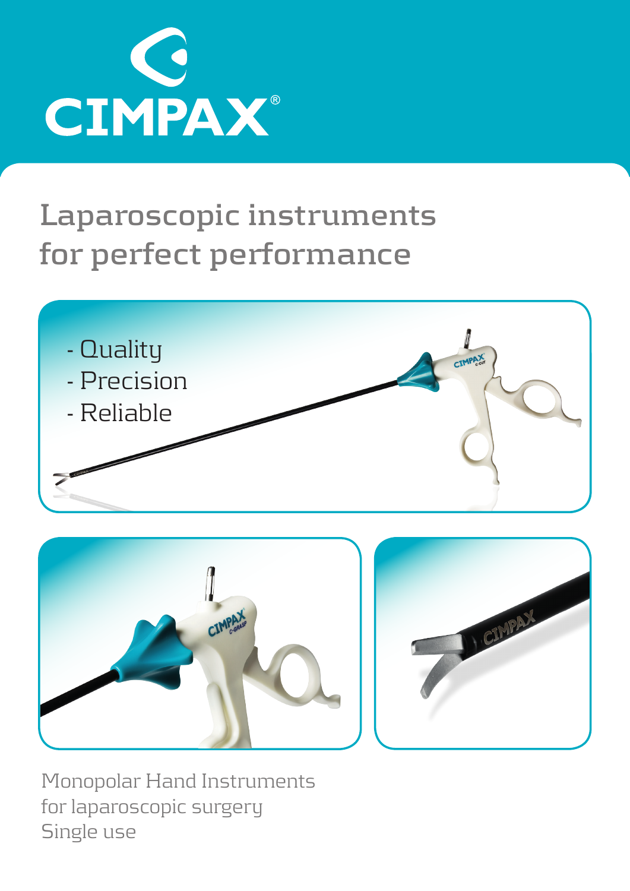# CIMPAX®

## Laparoscopic instruments for perfect performance

- Quality
- Precision
- Reliable

Monopolar Hand Instruments
for laparoscopic surgery
Single use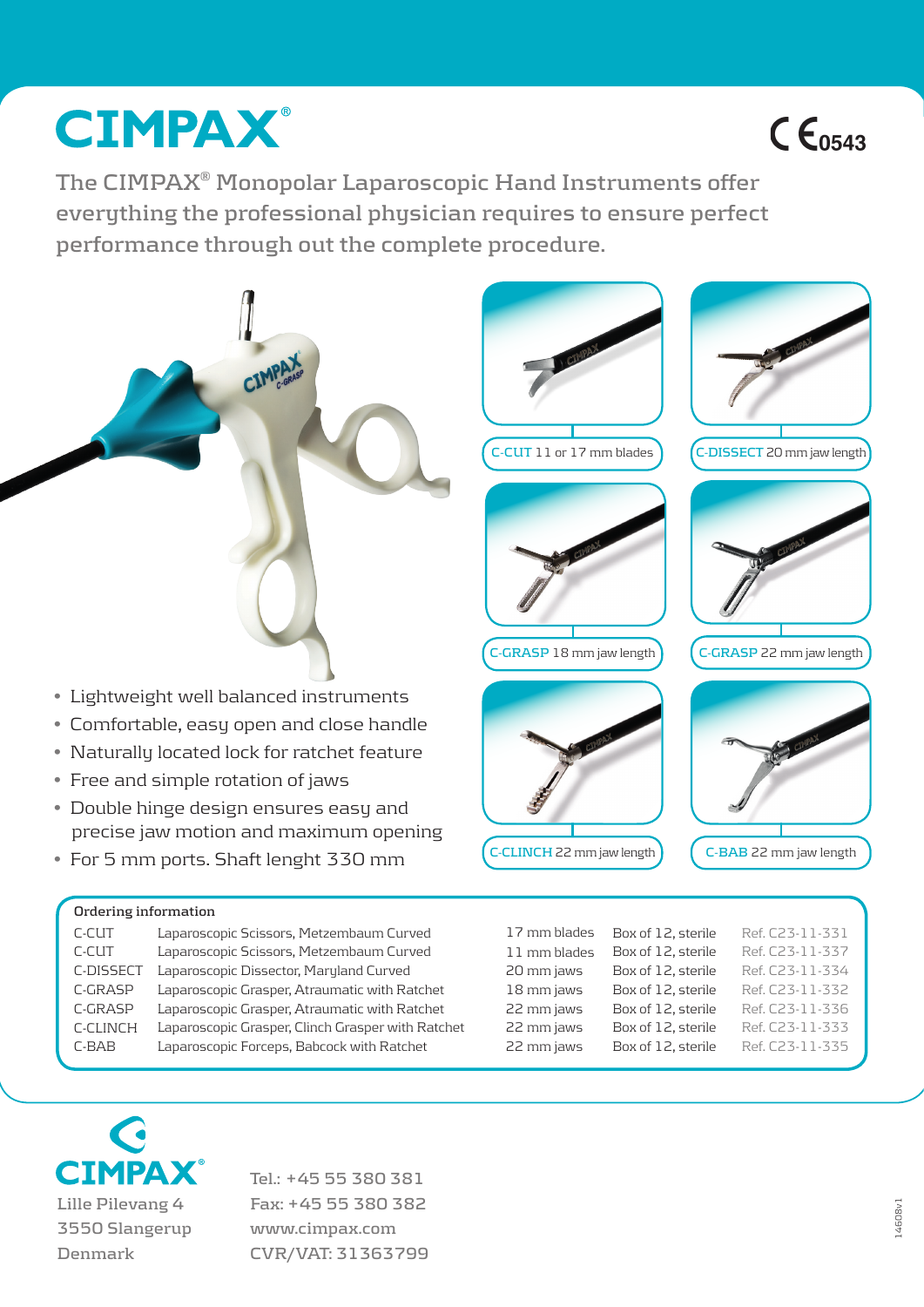# CIMPAX®

CE 0543

The CIMPAX® Monopolar Laparoscopic Hand Instruments offer everything the professional physician requires to ensure perfect performance through out the complete procedure.

**C-CUT** 11 or 17 mm blades

**C-DISSECT** 20 mm jaw length

**C-GRASP** 18 mm jaw length

**C-GRASP** 22 mm jaw length

**C-CLINCH** 22 mm jaw length

**C-BAB** 22 mm jaw length

- Lightweight well balanced instruments
- Comfortable, easy open and close handle
- Naturally located lock for ratchet feature
- Free and simple rotation of jaws
- Double hinge design ensures easy and precise jaw motion and maximum opening
- For 5 mm ports. Shaft lenght 330 mm

**Ordering information**

| | | | | |
|---|---|---|---|---|
| C-CUT | Laparoscopic Scissors, Metzembaum Curved | 17 mm blades | Box of 12, sterile | Ref. C23-11-331 |
| C-CUT | Laparoscopic Scissors, Metzembaum Curved | 11 mm blades | Box of 12, sterile | Ref. C23-11-337 |
| C-DISSECT | Laparoscopic Dissector, Maryland Curved | 20 mm jaws | Box of 12, sterile | Ref. C23-11-334 |
| C-GRASP | Laparoscopic Grasper, Atraumatic with Ratchet | 18 mm jaws | Box of 12, sterile | Ref. C23-11-332 |
| C-GRASP | Laparoscopic Grasper, Atraumatic with Ratchet | 22 mm jaws | Box of 12, sterile | Ref. C23-11-336 |
| C-CLINCH | Laparoscopic Grasper, Clinch Grasper with Ratchet | 22 mm jaws | Box of 12, sterile | Ref. C23-11-333 |
| C-BAB | Laparoscopic Forceps, Babcock with Ratchet | 22 mm jaws | Box of 12, sterile | Ref. C23-11-335 |

CIMPAX®
Lille Pilevang 4
3550 Slangerup
Denmark

Tel.: +45 55 380 381
Fax: +45 55 380 382
www.cimpax.com
CVR/VAT: 31363799

14608v1